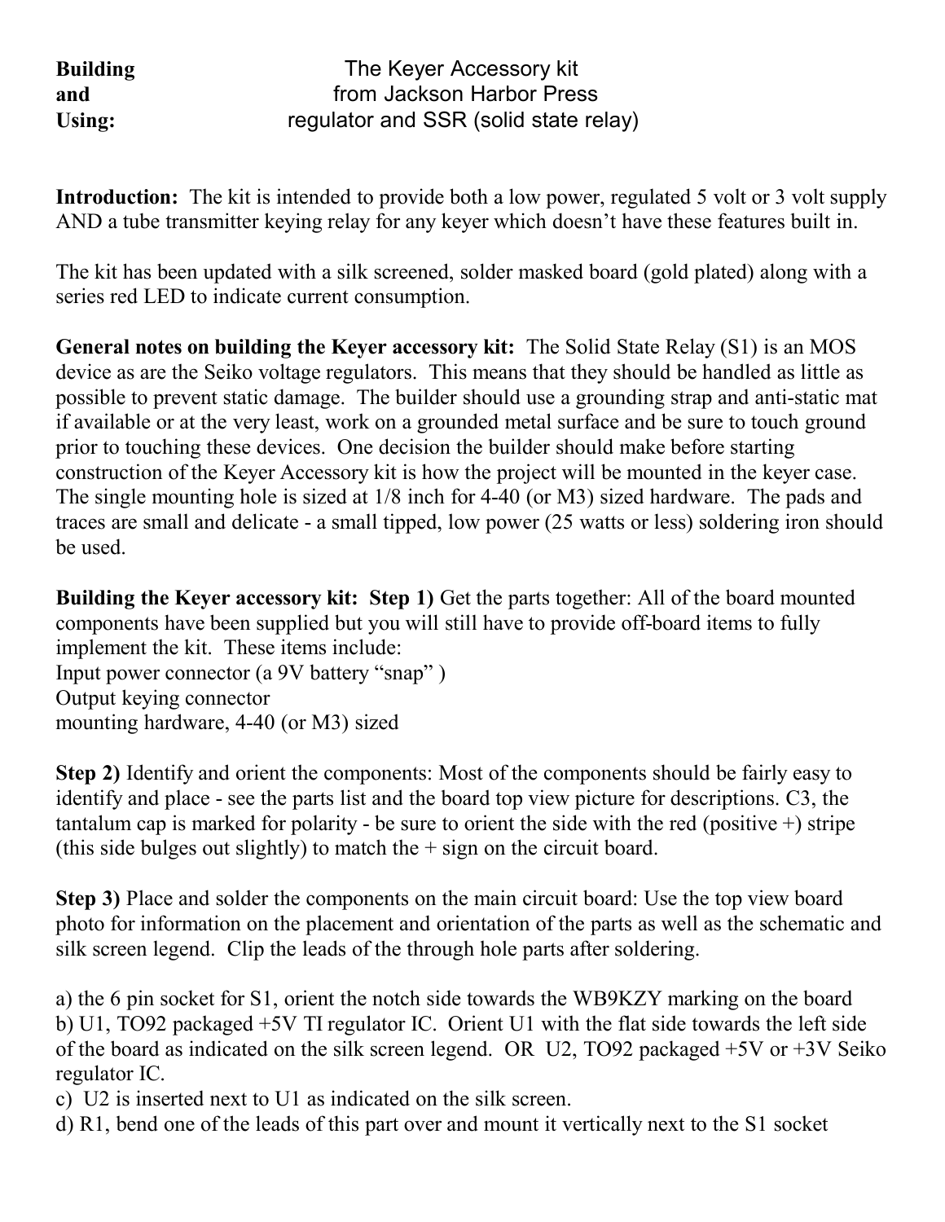**Building**
**and**
**Using:**

The Keyer Accessory kit
from Jackson Harbor Press
regulator and SSR (solid state relay)

**Introduction:** The kit is intended to provide both a low power, regulated 5 volt or 3 volt supply AND a tube transmitter keying relay for any keyer which doesn't have these features built in.

The kit has been updated with a silk screened, solder masked board (gold plated) along with a series red LED to indicate current consumption.

**General notes on building the Keyer accessory kit:** The Solid State Relay (S1) is an MOS device as are the Seiko voltage regulators. This means that they should be handled as little as possible to prevent static damage. The builder should use a grounding strap and anti-static mat if available or at the very least, work on a grounded metal surface and be sure to touch ground prior to touching these devices. One decision the builder should make before starting construction of the Keyer Accessory kit is how the project will be mounted in the keyer case. The single mounting hole is sized at 1/8 inch for 4-40 (or M3) sized hardware. The pads and traces are small and delicate - a small tipped, low power (25 watts or less) soldering iron should be used.

**Building the Keyer accessory kit: Step 1)** Get the parts together: All of the board mounted components have been supplied but you will still have to provide off-board items to fully implement the kit. These items include:
Input power connector (a 9V battery "snap" )
Output keying connector
mounting hardware, 4-40 (or M3) sized

**Step 2)** Identify and orient the components: Most of the components should be fairly easy to identify and place - see the parts list and the board top view picture for descriptions. C3, the tantalum cap is marked for polarity - be sure to orient the side with the red (positive +) stripe (this side bulges out slightly) to match the + sign on the circuit board.

**Step 3)** Place and solder the components on the main circuit board: Use the top view board photo for information on the placement and orientation of the parts as well as the schematic and silk screen legend. Clip the leads of the through hole parts after soldering.

a) the 6 pin socket for S1, orient the notch side towards the WB9KZY marking on the board
b) U1, TO92 packaged +5V TI regulator IC. Orient U1 with the flat side towards the left side of the board as indicated on the silk screen legend. OR U2, TO92 packaged +5V or +3V Seiko regulator IC.
c) U2 is inserted next to U1 as indicated on the silk screen.
d) R1, bend one of the leads of this part over and mount it vertically next to the S1 socket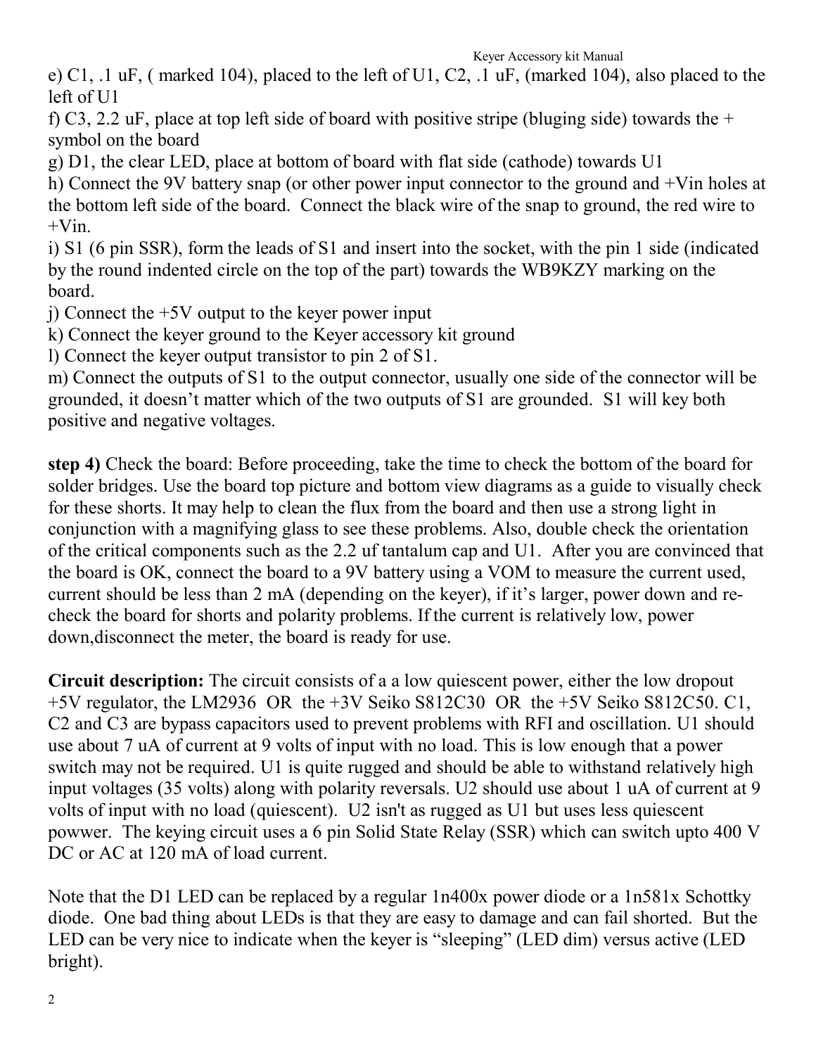e) C1, .1 uF, ( marked 104), placed to the left of U1, C2, .1 uF, (marked 104), also placed to the left of U1

f) C3, 2.2 uF, place at top left side of board with positive stripe (bluging side) towards the + symbol on the board

g) D1, the clear LED, place at bottom of board with flat side (cathode) towards U1

h) Connect the 9V battery snap (or other power input connector to the ground and +Vin holes at the bottom left side of the board. Connect the black wire of the snap to ground, the red wire to +Vin.

i) S1 (6 pin SSR), form the leads of S1 and insert into the socket, with the pin 1 side (indicated by the round indented circle on the top of the part) towards the WB9KZY marking on the board.

j) Connect the +5V output to the keyer power input

k) Connect the keyer ground to the Keyer accessory kit ground

l) Connect the keyer output transistor to pin 2 of S1.

m) Connect the outputs of S1 to the output connector, usually one side of the connector will be grounded, it doesn't matter which of the two outputs of S1 are grounded. S1 will key both positive and negative voltages.

**step 4)** Check the board: Before proceeding, take the time to check the bottom of the board for solder bridges. Use the board top picture and bottom view diagrams as a guide to visually check for these shorts. It may help to clean the flux from the board and then use a strong light in conjunction with a magnifying glass to see these problems. Also, double check the orientation of the critical components such as the 2.2 uf tantalum cap and U1. After you are convinced that the board is OK, connect the board to a 9V battery using a VOM to measure the current used, current should be less than 2 mA (depending on the keyer), if it's larger, power down and re-check the board for shorts and polarity problems. If the current is relatively low, power down,disconnect the meter, the board is ready for use.

**Circuit description:** The circuit consists of a a low quiescent power, either the low dropout +5V regulator, the LM2936 OR the +3V Seiko S812C30 OR the +5V Seiko S812C50. C1, C2 and C3 are bypass capacitors used to prevent problems with RFI and oscillation. U1 should use about 7 uA of current at 9 volts of input with no load. This is low enough that a power switch may not be required. U1 is quite rugged and should be able to withstand relatively high input voltages (35 volts) along with polarity reversals. U2 should use about 1 uA of current at 9 volts of input with no load (quiescent). U2 isn't as rugged as U1 but uses less quiescent powwer. The keying circuit uses a 6 pin Solid State Relay (SSR) which can switch upto 400 V DC or AC at 120 mA of load current.

Note that the D1 LED can be replaced by a regular 1n400x power diode or a 1n581x Schottky diode. One bad thing about LEDs is that they are easy to damage and can fail shorted. But the LED can be very nice to indicate when the keyer is "sleeping" (LED dim) versus active (LED bright).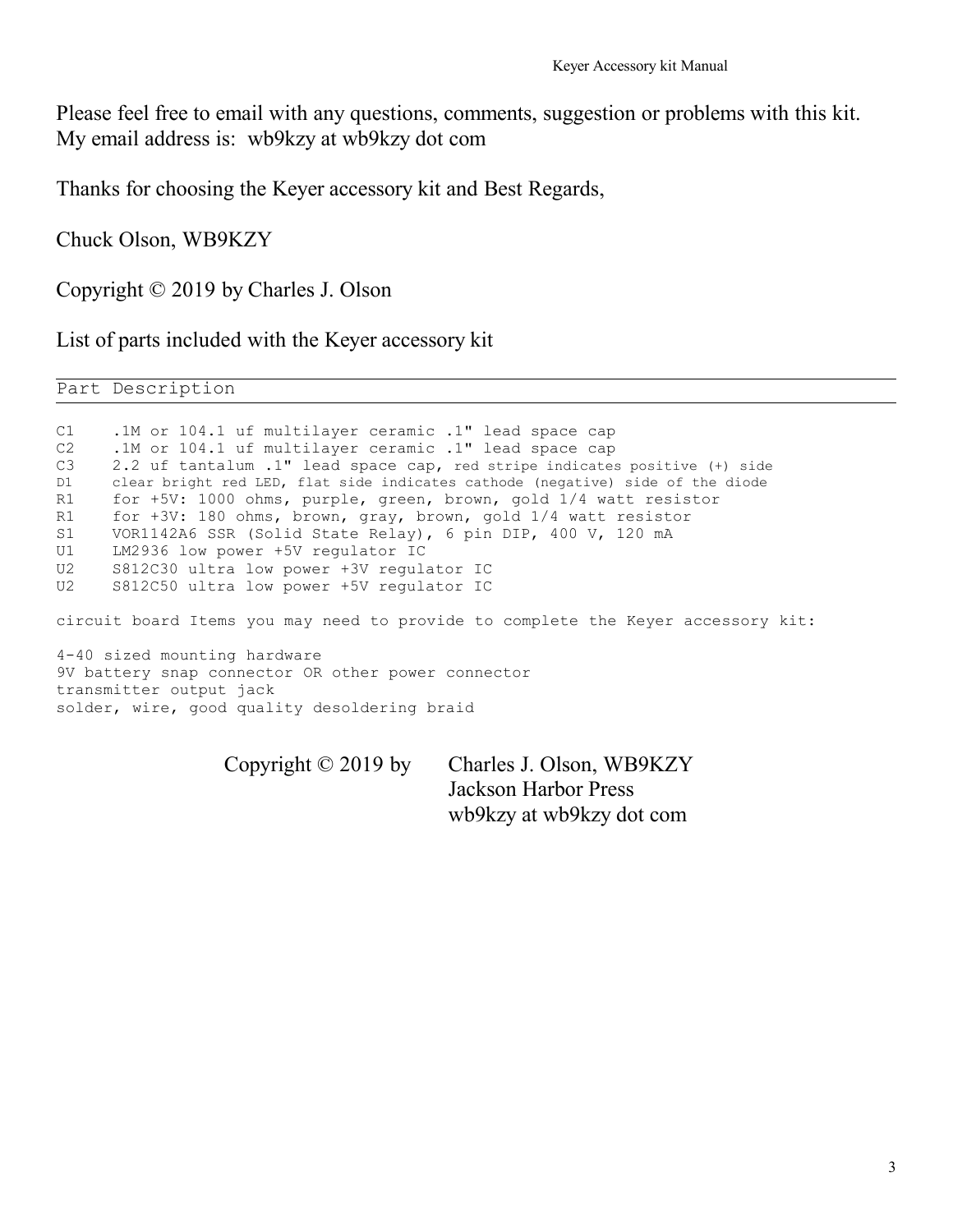Please feel free to email with any questions, comments, suggestion or problems with this kit.
My email address is: wb9kzy at wb9kzy dot com

Thanks for choosing the Keyer accessory kit and Best Regards,

Chuck Olson, WB9KZY

Copyright © 2019 by Charles J. Olson

List of parts included with the Keyer accessory kit

| Part | Description |
|---|---|
| C1 | .1M or 104.1 uf multilayer ceramic .1" lead space cap |
| C2 | .1M or 104.1 uf multilayer ceramic .1" lead space cap |
| C3 | 2.2 uf tantalum .1" lead space cap, red stripe indicates positive (+) side |
| D1 | clear bright red LED, flat side indicates cathode (negative) side of the diode |
| R1 | for +5V: 1000 ohms, purple, green, brown, gold 1/4 watt resistor |
| R1 | for +3V: 180 ohms, brown, gray, brown, gold 1/4 watt resistor |
| S1 | VOR1142A6 SSR (Solid State Relay), 6 pin DIP, 400 V, 120 mA |
| U1 | LM2936 low power +5V regulator IC |
| U2 | S812C30 ultra low power +3V regulator IC |
| U2 | S812C50 ultra low power +5V regulator IC |

circuit board Items you may need to provide to complete the Keyer accessory kit:

4-40 sized mounting hardware
9V battery snap connector OR other power connector
transmitter output jack
solder, wire, good quality desoldering braid

Copyright © 2019 by Charles J. Olson, WB9KZY
Jackson Harbor Press
wb9kzy at wb9kzy dot com